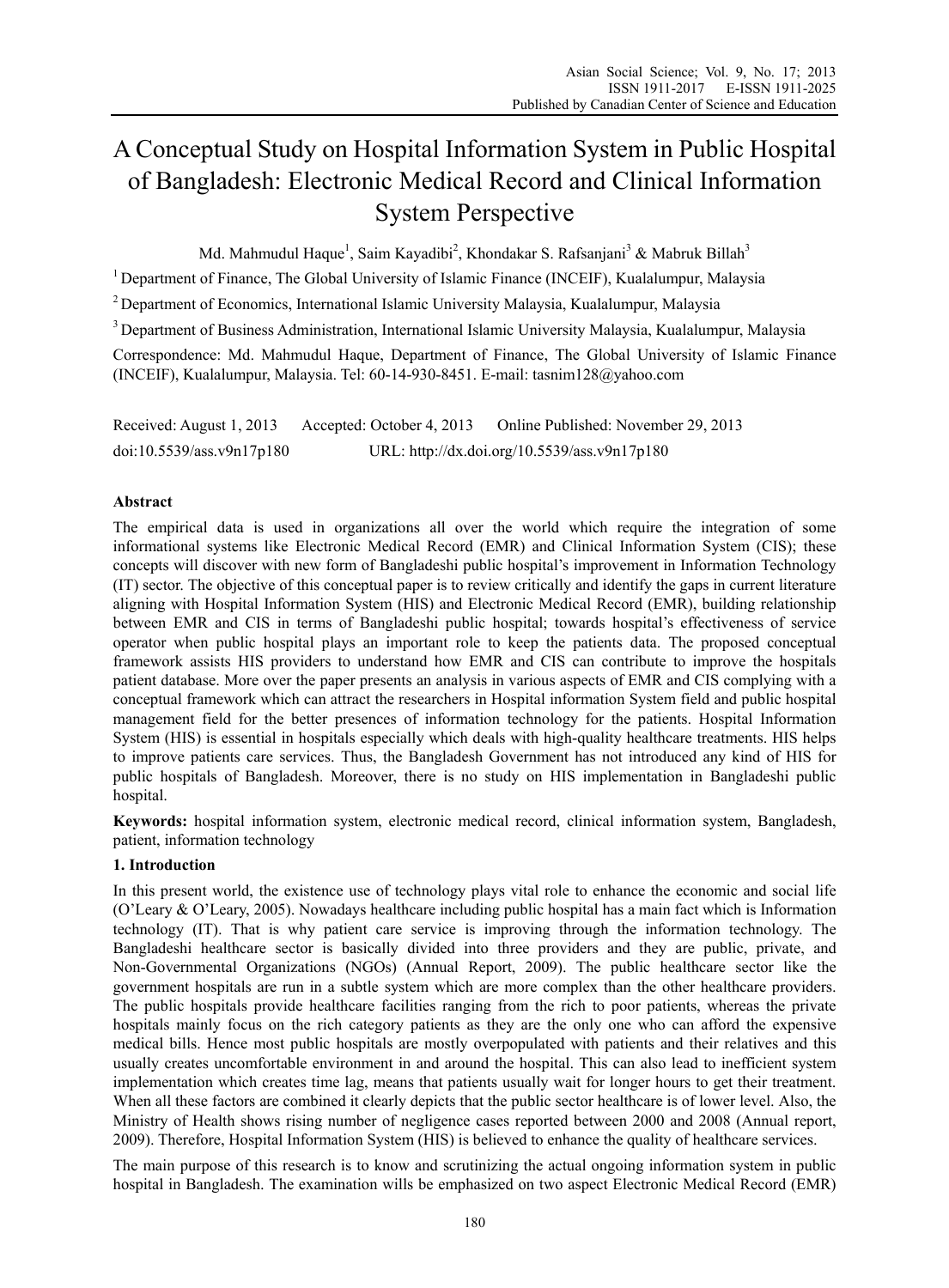# A Conceptual Study on Hospital Information System in Public Hospital of Bangladesh: Electronic Medical Record and Clinical Information System Perspective

Md. Mahmudul Haque[1], Saim Kayadibi[2], Khondakar S. Rafsanjani[3] & Mabruk Billah[3]

[1] Department of Finance, The Global University of Islamic Finance (INCEIF), Kualalumpur, Malaysia

[2] Department of Economics, International Islamic University Malaysia, Kualalumpur, Malaysia

[3] Department of Business Administration, International Islamic University Malaysia, Kualalumpur, Malaysia

Correspondence: Md. Mahmudul Haque, Department of Finance, The Global University of Islamic Finance (INCEIF), Kualalumpur, Malaysia. Tel: 60-14-930-8451. E-mail: tasnim128@yahoo.com

Received: August 1, 2013 Accepted: October 4, 2013 Online Published: November 29, 2013

doi:10.5539/ass.v9n17p180 URL: http://dx.doi.org/10.5539/ass.v9n17p180

## Abstract

The empirical data is used in organizations all over the world which require the integration of some informational systems like Electronic Medical Record (EMR) and Clinical Information System (CIS); these concepts will discover with new form of Bangladeshi public hospital's improvement in Information Technology (IT) sector. The objective of this conceptual paper is to review critically and identify the gaps in current literature aligning with Hospital Information System (HIS) and Electronic Medical Record (EMR), building relationship between EMR and CIS in terms of Bangladeshi public hospital; towards hospital's effectiveness of service operator when public hospital plays an important role to keep the patients data. The proposed conceptual framework assists HIS providers to understand how EMR and CIS can contribute to improve the hospitals patient database. More over the paper presents an analysis in various aspects of EMR and CIS complying with a conceptual framework which can attract the researchers in Hospital information System field and public hospital management field for the better presences of information technology for the patients. Hospital Information System (HIS) is essential in hospitals especially which deals with high-quality healthcare treatments. HIS helps to improve patients care services. Thus, the Bangladesh Government has not introduced any kind of HIS for public hospitals of Bangladesh. Moreover, there is no study on HIS implementation in Bangladeshi public hospital.

**Keywords:** hospital information system, electronic medical record, clinical information system, Bangladesh, patient, information technology

## 1. Introduction

In this present world, the existence use of technology plays vital role to enhance the economic and social life (O'Leary & O'Leary, 2005). Nowadays healthcare including public hospital has a main fact which is Information technology (IT). That is why patient care service is improving through the information technology. The Bangladeshi healthcare sector is basically divided into three providers and they are public, private, and Non-Governmental Organizations (NGOs) (Annual Report, 2009). The public healthcare sector like the government hospitals are run in a subtle system which are more complex than the other healthcare providers. The public hospitals provide healthcare facilities ranging from the rich to poor patients, whereas the private hospitals mainly focus on the rich category patients as they are the only one who can afford the expensive medical bills. Hence most public hospitals are mostly overpopulated with patients and their relatives and this usually creates uncomfortable environment in and around the hospital. This can also lead to inefficient system implementation which creates time lag, means that patients usually wait for longer hours to get their treatment. When all these factors are combined it clearly depicts that the public sector healthcare is of lower level. Also, the Ministry of Health shows rising number of negligence cases reported between 2000 and 2008 (Annual report, 2009). Therefore, Hospital Information System (HIS) is believed to enhance the quality of healthcare services.

The main purpose of this research is to know and scrutinizing the actual ongoing information system in public hospital in Bangladesh. The examination wills be emphasized on two aspect Electronic Medical Record (EMR)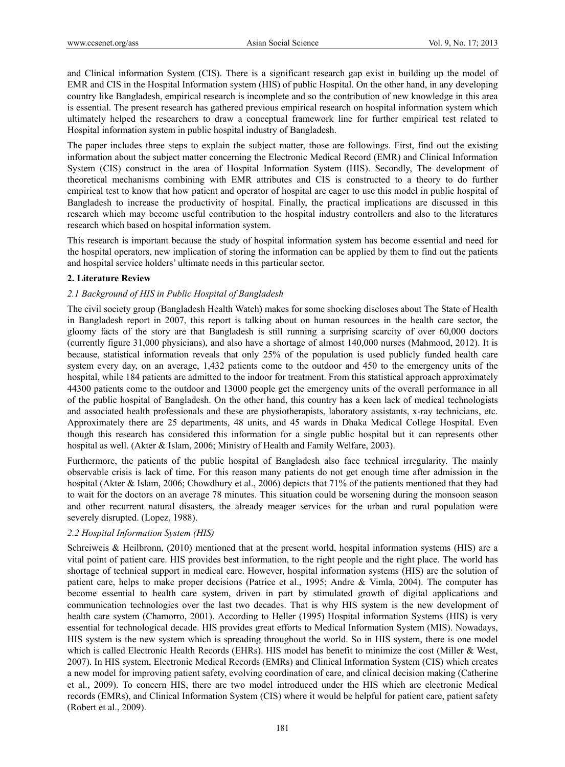and Clinical information System (CIS). There is a significant research gap exist in building up the model of EMR and CIS in the Hospital Information system (HIS) of public Hospital. On the other hand, in any developing country like Bangladesh, empirical research is incomplete and so the contribution of new knowledge in this area is essential. The present research has gathered previous empirical research on hospital information system which ultimately helped the researchers to draw a conceptual framework line for further empirical test related to Hospital information system in public hospital industry of Bangladesh.

The paper includes three steps to explain the subject matter, those are followings. First, find out the existing information about the subject matter concerning the Electronic Medical Record (EMR) and Clinical Information System (CIS) construct in the area of Hospital Information System (HIS). Secondly, The development of theoretical mechanisms combining with EMR attributes and CIS is constructed to a theory to do further empirical test to know that how patient and operator of hospital are eager to use this model in public hospital of Bangladesh to increase the productivity of hospital. Finally, the practical implications are discussed in this research which may become useful contribution to the hospital industry controllers and also to the literatures research which based on hospital information system.

This research is important because the study of hospital information system has become essential and need for the hospital operators, new implication of storing the information can be applied by them to find out the patients and hospital service holders' ultimate needs in this particular sector.

## 2. Literature Review

### *2.1 Background of HIS in Public Hospital of Bangladesh*

The civil society group (Bangladesh Health Watch) makes for some shocking discloses about The State of Health in Bangladesh report in 2007, this report is talking about on human resources in the health care sector, the gloomy facts of the story are that Bangladesh is still running a surprising scarcity of over 60,000 doctors (currently figure 31,000 physicians), and also have a shortage of almost 140,000 nurses (Mahmood, 2012). It is because, statistical information reveals that only 25% of the population is used publicly funded health care system every day, on an average, 1,432 patients come to the outdoor and 450 to the emergency units of the hospital, while 184 patients are admitted to the indoor for treatment. From this statistical approach approximately 44300 patients come to the outdoor and 13000 people get the emergency units of the overall performance in all of the public hospital of Bangladesh. On the other hand, this country has a keen lack of medical technologists and associated health professionals and these are physiotherapists, laboratory assistants, x-ray technicians, etc. Approximately there are 25 departments, 48 units, and 45 wards in Dhaka Medical College Hospital. Even though this research has considered this information for a single public hospital but it can represents other hospital as well. (Akter & Islam, 2006; Ministry of Health and Family Welfare, 2003).

Furthermore, the patients of the public hospital of Bangladesh also face technical irregularity. The mainly observable crisis is lack of time. For this reason many patients do not get enough time after admission in the hospital (Akter & Islam, 2006; Chowdhury et al., 2006) depicts that 71% of the patients mentioned that they had to wait for the doctors on an average 78 minutes. This situation could be worsening during the monsoon season and other recurrent natural disasters, the already meager services for the urban and rural population were severely disrupted. (Lopez, 1988).

### *2.2 Hospital Information System (HIS)*

Schreiweis & Heilbronn, (2010) mentioned that at the present world, hospital information systems (HIS) are a vital point of patient care. HIS provides best information, to the right people and the right place. The world has shortage of technical support in medical care. However, hospital information systems (HIS) are the solution of patient care, helps to make proper decisions (Patrice et al., 1995; Andre & Vimla, 2004). The computer has become essential to health care system, driven in part by stimulated growth of digital applications and communication technologies over the last two decades. That is why HIS system is the new development of health care system (Chamorro, 2001). According to Heller (1995) Hospital information Systems (HIS) is very essential for technological decade. HIS provides great efforts to Medical Information System (MIS). Nowadays, HIS system is the new system which is spreading throughout the world. So in HIS system, there is one model which is called Electronic Health Records (EHRs). HIS model has benefit to minimize the cost (Miller & West, 2007). In HIS system, Electronic Medical Records (EMRs) and Clinical Information System (CIS) which creates a new model for improving patient safety, evolving coordination of care, and clinical decision making (Catherine et al., 2009). To concern HIS, there are two model introduced under the HIS which are electronic Medical records (EMRs), and Clinical Information System (CIS) where it would be helpful for patient care, patient safety (Robert et al., 2009).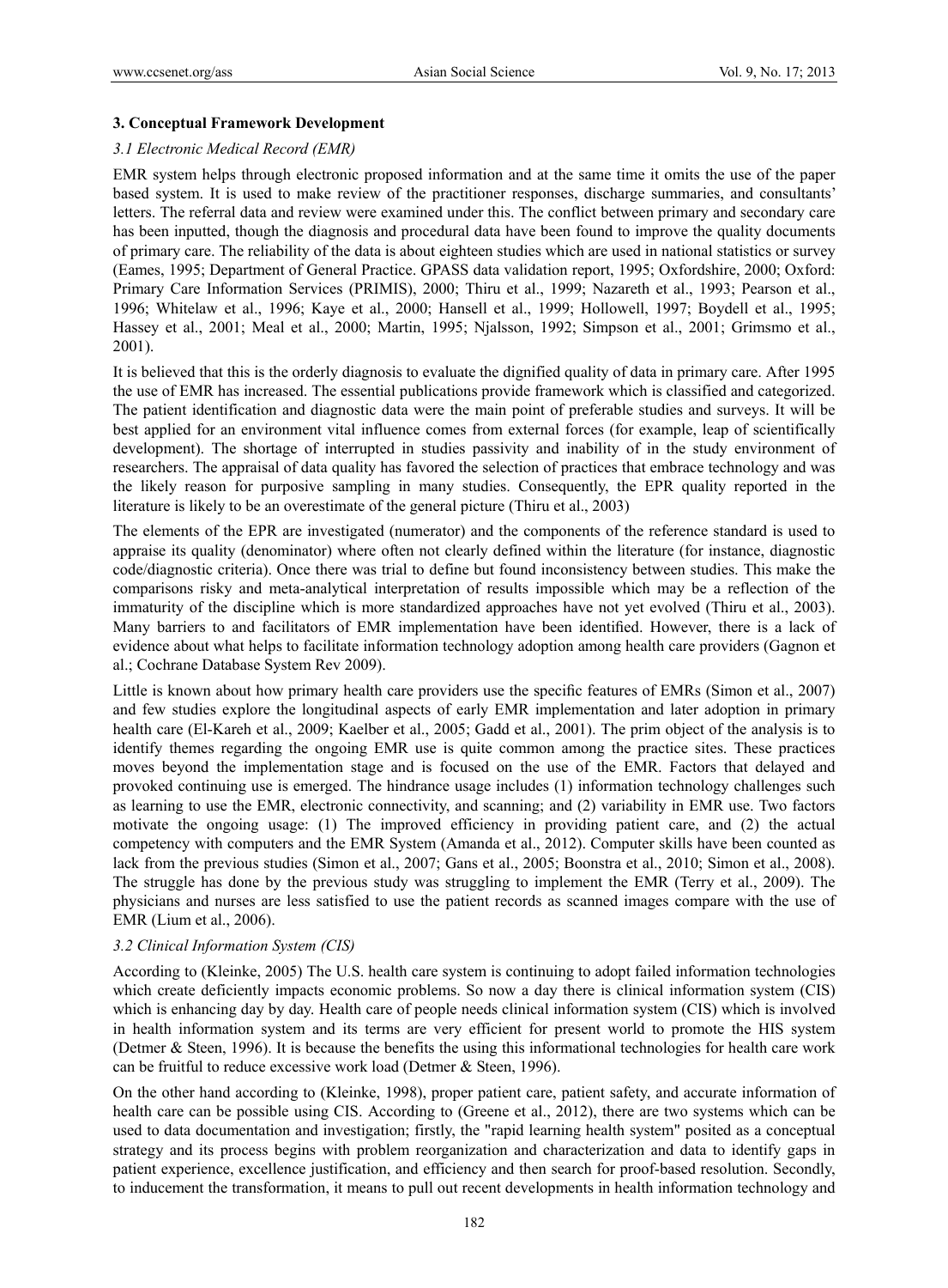## 3. Conceptual Framework Development

### *3.1 Electronic Medical Record (EMR)*

EMR system helps through electronic proposed information and at the same time it omits the use of the paper based system. It is used to make review of the practitioner responses, discharge summaries, and consultants' letters. The referral data and review were examined under this. The conflict between primary and secondary care has been inputted, though the diagnosis and procedural data have been found to improve the quality documents of primary care. The reliability of the data is about eighteen studies which are used in national statistics or survey (Eames, 1995; Department of General Practice. GPASS data validation report, 1995; Oxfordshire, 2000; Oxford: Primary Care Information Services (PRIMIS), 2000; Thiru et al., 1999; Nazareth et al., 1993; Pearson et al., 1996; Whitelaw et al., 1996; Kaye et al., 2000; Hansell et al., 1999; Hollowell, 1997; Boydell et al., 1995; Hassey et al., 2001; Meal et al., 2000; Martin, 1995; Njalsson, 1992; Simpson et al., 2001; Grimsmo et al., 2001).

It is believed that this is the orderly diagnosis to evaluate the dignified quality of data in primary care. After 1995 the use of EMR has increased. The essential publications provide framework which is classified and categorized. The patient identification and diagnostic data were the main point of preferable studies and surveys. It will be best applied for an environment vital influence comes from external forces (for example, leap of scientifically development). The shortage of interrupted in studies passivity and inability of in the study environment of researchers. The appraisal of data quality has favored the selection of practices that embrace technology and was the likely reason for purposive sampling in many studies. Consequently, the EPR quality reported in the literature is likely to be an overestimate of the general picture (Thiru et al., 2003)

The elements of the EPR are investigated (numerator) and the components of the reference standard is used to appraise its quality (denominator) where often not clearly defined within the literature (for instance, diagnostic code/diagnostic criteria). Once there was trial to define but found inconsistency between studies. This make the comparisons risky and meta-analytical interpretation of results impossible which may be a reflection of the immaturity of the discipline which is more standardized approaches have not yet evolved (Thiru et al., 2003). Many barriers to and facilitators of EMR implementation have been identified. However, there is a lack of evidence about what helps to facilitate information technology adoption among health care providers (Gagnon et al.; Cochrane Database System Rev 2009).

Little is known about how primary health care providers use the specific features of EMRs (Simon et al., 2007) and few studies explore the longitudinal aspects of early EMR implementation and later adoption in primary health care (El-Kareh et al., 2009; Kaelber et al., 2005; Gadd et al., 2001). The prim object of the analysis is to identify themes regarding the ongoing EMR use is quite common among the practice sites. These practices moves beyond the implementation stage and is focused on the use of the EMR. Factors that delayed and provoked continuing use is emerged. The hindrance usage includes (1) information technology challenges such as learning to use the EMR, electronic connectivity, and scanning; and (2) variability in EMR use. Two factors motivate the ongoing usage: (1) The improved efficiency in providing patient care, and (2) the actual competency with computers and the EMR System (Amanda et al., 2012). Computer skills have been counted as lack from the previous studies (Simon et al., 2007; Gans et al., 2005; Boonstra et al., 2010; Simon et al., 2008). The struggle has done by the previous study was struggling to implement the EMR (Terry et al., 2009). The physicians and nurses are less satisfied to use the patient records as scanned images compare with the use of EMR (Lium et al., 2006).

### *3.2 Clinical Information System (CIS)*

According to (Kleinke, 2005) The U.S. health care system is continuing to adopt failed information technologies which create deficiently impacts economic problems. So now a day there is clinical information system (CIS) which is enhancing day by day. Health care of people needs clinical information system (CIS) which is involved in health information system and its terms are very efficient for present world to promote the HIS system (Detmer & Steen, 1996). It is because the benefits the using this informational technologies for health care work can be fruitful to reduce excessive work load (Detmer & Steen, 1996).

On the other hand according to (Kleinke, 1998), proper patient care, patient safety, and accurate information of health care can be possible using CIS. According to (Greene et al., 2012), there are two systems which can be used to data documentation and investigation; firstly, the "rapid learning health system" posited as a conceptual strategy and its process begins with problem reorganization and characterization and data to identify gaps in patient experience, excellence justification, and efficiency and then search for proof-based resolution. Secondly, to inducement the transformation, it means to pull out recent developments in health information technology and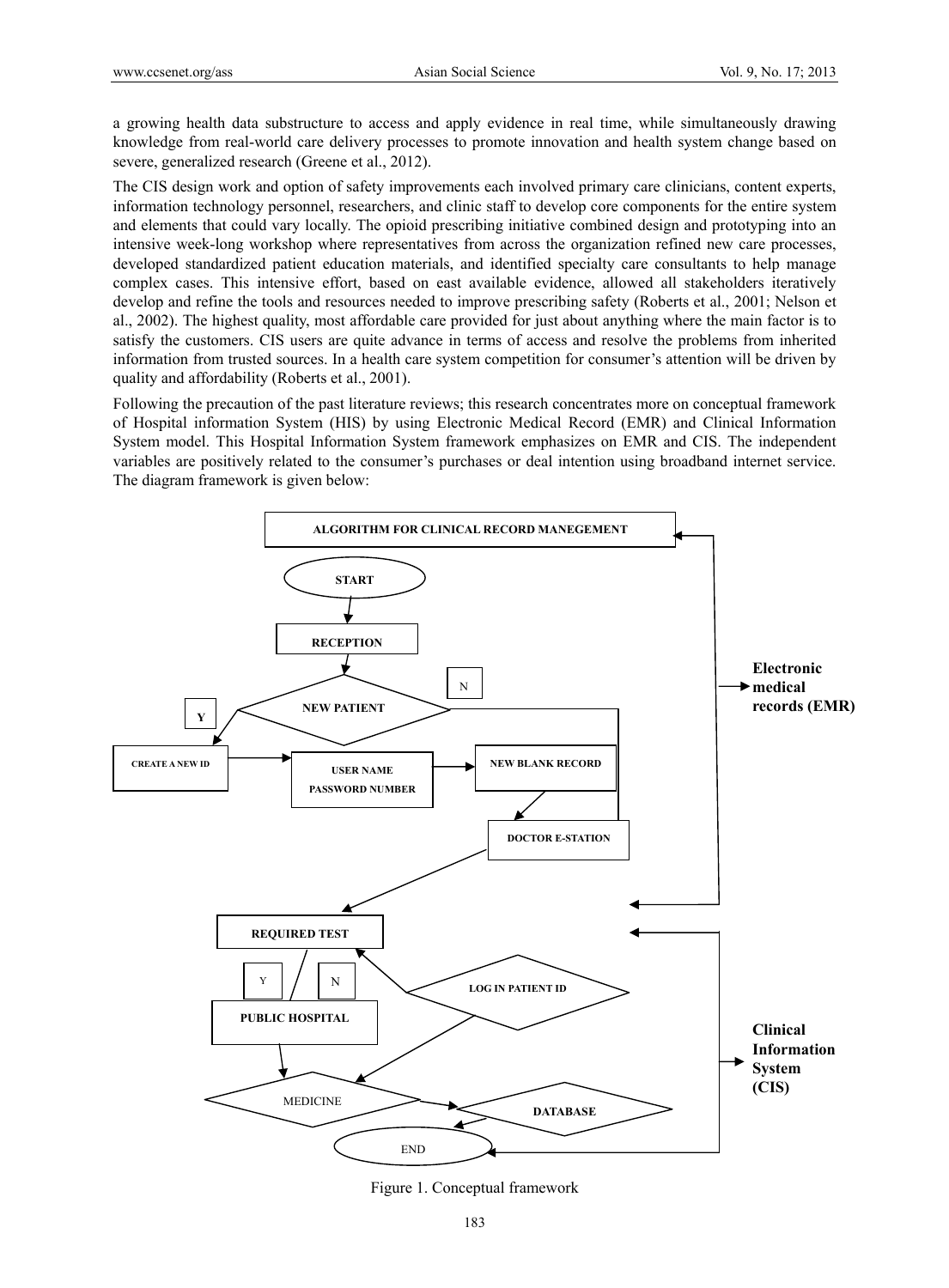a growing health data substructure to access and apply evidence in real time, while simultaneously drawing knowledge from real-world care delivery processes to promote innovation and health system change based on severe, generalized research (Greene et al., 2012).

The CIS design work and option of safety improvements each involved primary care clinicians, content experts, information technology personnel, researchers, and clinic staff to develop core components for the entire system and elements that could vary locally. The opioid prescribing initiative combined design and prototyping into an intensive week-long workshop where representatives from across the organization refined new care processes, developed standardized patient education materials, and identified specialty care consultants to help manage complex cases. This intensive effort, based on east available evidence, allowed all stakeholders iteratively develop and refine the tools and resources needed to improve prescribing safety (Roberts et al., 2001; Nelson et al., 2002). The highest quality, most affordable care provided for just about anything where the main factor is to satisfy the customers. CIS users are quite advance in terms of access and resolve the problems from inherited information from trusted sources. In a health care system competition for consumer's attention will be driven by quality and affordability (Roberts et al., 2001).

Following the precaution of the past literature reviews; this research concentrates more on conceptual framework of Hospital information System (HIS) by using Electronic Medical Record (EMR) and Clinical Information System model. This Hospital Information System framework emphasizes on EMR and CIS. The independent variables are positively related to the consumer's purchases or deal intention using broadband internet service. The diagram framework is given below:

ALGORITHM FOR CLINICAL RECORD MANEGEMENT

START → RECEPTION → NEW PATIENT (Y → CREATE A NEW ID → USER NAME PASSWORD NUMBER → NEW BLANK RECORD → DOCTOR E-STATION; N → DOCTOR E-STATION) → REQUIRED TEST (Y / N) → PUBLIC HOSPITAL → MEDICINE → DATABASE → END; LOG IN PATIENT ID → REQUIRED TEST, MEDICINE

Electronic medical records (EMR)

Clinical Information System (CIS)

Figure 1. Conceptual framework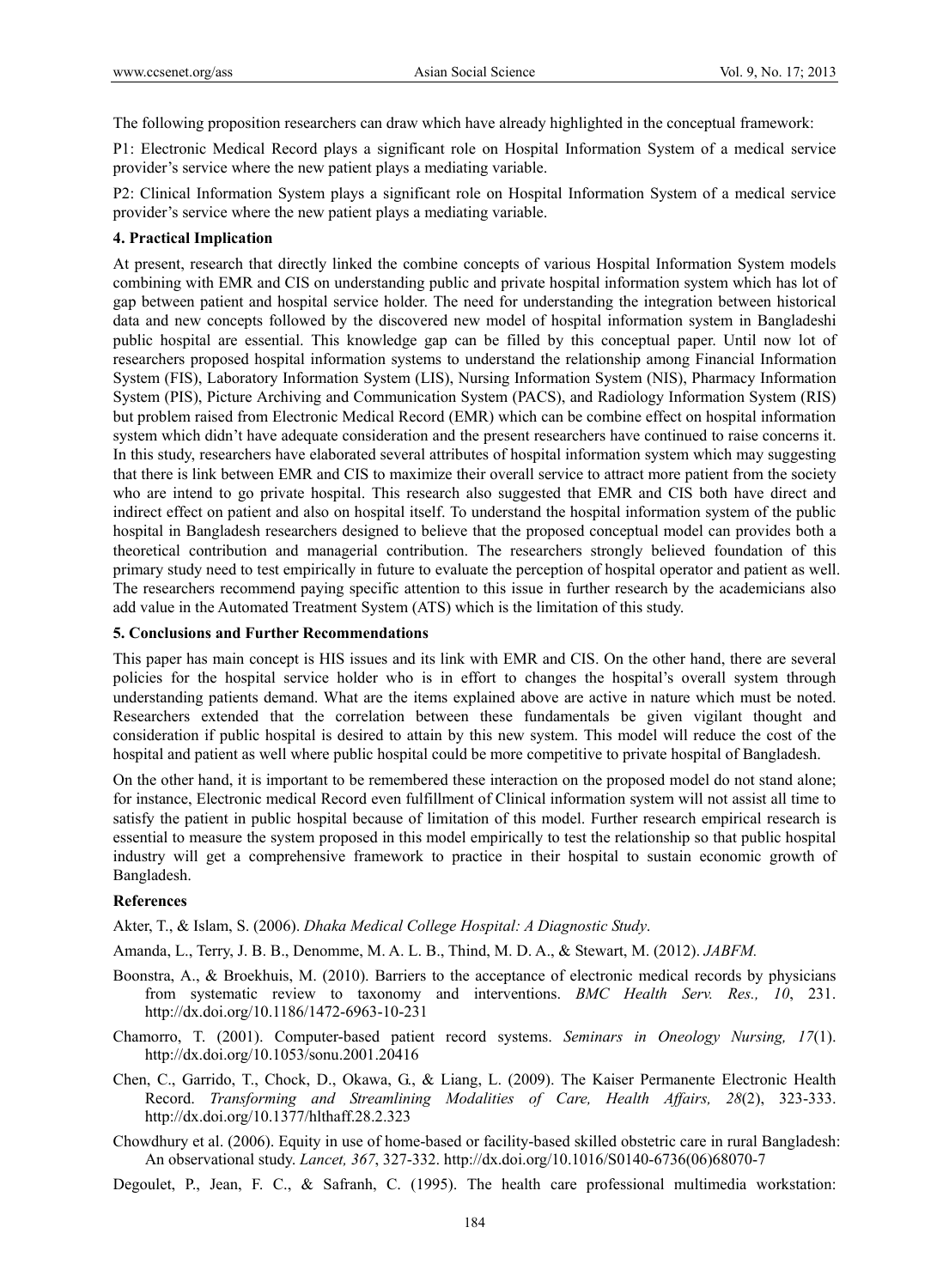The following proposition researchers can draw which have already highlighted in the conceptual framework:

P1: Electronic Medical Record plays a significant role on Hospital Information System of a medical service provider's service where the new patient plays a mediating variable.

P2: Clinical Information System plays a significant role on Hospital Information System of a medical service provider's service where the new patient plays a mediating variable.

## 4. Practical Implication

At present, research that directly linked the combine concepts of various Hospital Information System models combining with EMR and CIS on understanding public and private hospital information system which has lot of gap between patient and hospital service holder. The need for understanding the integration between historical data and new concepts followed by the discovered new model of hospital information system in Bangladeshi public hospital are essential. This knowledge gap can be filled by this conceptual paper. Until now lot of researchers proposed hospital information systems to understand the relationship among Financial Information System (FIS), Laboratory Information System (LIS), Nursing Information System (NIS), Pharmacy Information System (PIS), Picture Archiving and Communication System (PACS), and Radiology Information System (RIS) but problem raised from Electronic Medical Record (EMR) which can be combine effect on hospital information system which didn't have adequate consideration and the present researchers have continued to raise concerns it. In this study, researchers have elaborated several attributes of hospital information system which may suggesting that there is link between EMR and CIS to maximize their overall service to attract more patient from the society who are intend to go private hospital. This research also suggested that EMR and CIS both have direct and indirect effect on patient and also on hospital itself. To understand the hospital information system of the public hospital in Bangladesh researchers designed to believe that the proposed conceptual model can provides both a theoretical contribution and managerial contribution. The researchers strongly believed foundation of this primary study need to test empirically in future to evaluate the perception of hospital operator and patient as well. The researchers recommend paying specific attention to this issue in further research by the academicians also add value in the Automated Treatment System (ATS) which is the limitation of this study.

## 5. Conclusions and Further Recommendations

This paper has main concept is HIS issues and its link with EMR and CIS. On the other hand, there are several policies for the hospital service holder who is in effort to changes the hospital's overall system through understanding patients demand. What are the items explained above are active in nature which must be noted. Researchers extended that the correlation between these fundamentals be given vigilant thought and consideration if public hospital is desired to attain by this new system. This model will reduce the cost of the hospital and patient as well where public hospital could be more competitive to private hospital of Bangladesh.

On the other hand, it is important to be remembered these interaction on the proposed model do not stand alone; for instance, Electronic medical Record even fulfillment of Clinical information system will not assist all time to satisfy the patient in public hospital because of limitation of this model. Further research empirical research is essential to measure the system proposed in this model empirically to test the relationship so that public hospital industry will get a comprehensive framework to practice in their hospital to sustain economic growth of Bangladesh.

## References

Akter, T., & Islam, S. (2006). *Dhaka Medical College Hospital: A Diagnostic Study*.

Amanda, L., Terry, J. B. B., Denomme, M. A. L. B., Thind, M. D. A., & Stewart, M. (2012). *JABFM.*

Boonstra, A., & Broekhuis, M. (2010). Barriers to the acceptance of electronic medical records by physicians from systematic review to taxonomy and interventions. *BMC Health Serv. Res., 10*, 231. http://dx.doi.org/10.1186/1472-6963-10-231

Chamorro, T. (2001). Computer-based patient record systems. *Seminars in Oneology Nursing, 17*(1). http://dx.doi.org/10.1053/sonu.2001.20416

Chen, C., Garrido, T., Chock, D., Okawa, G., & Liang, L. (2009). The Kaiser Permanente Electronic Health Record. *Transforming and Streamlining Modalities of Care, Health Affairs, 28*(2), 323-333. http://dx.doi.org/10.1377/hlthaff.28.2.323

Chowdhury et al. (2006). Equity in use of home-based or facility-based skilled obstetric care in rural Bangladesh: An observational study. *Lancet, 367*, 327-332. http://dx.doi.org/10.1016/S0140-6736(06)68070-7

Degoulet, P., Jean, F. C., & Safranh, C. (1995). The health care professional multimedia workstation: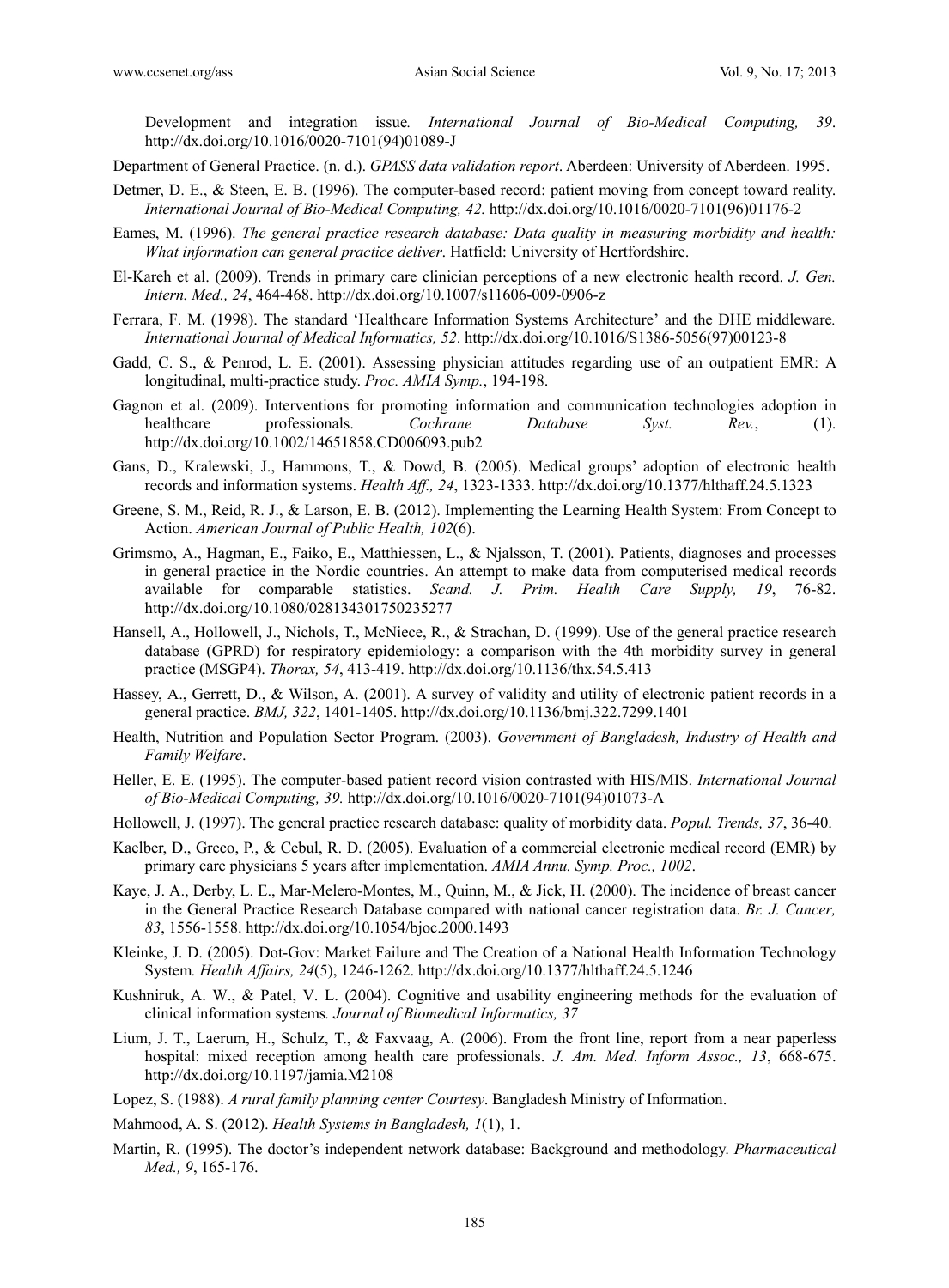Development and integration issue*. International Journal of Bio-Medical Computing, 39*. http://dx.doi.org/10.1016/0020-7101(94)01089-J

Department of General Practice. (n. d.). *GPASS data validation report*. Aberdeen: University of Aberdeen. 1995.

Detmer, D. E., & Steen, E. B. (1996). The computer-based record: patient moving from concept toward reality. *International Journal of Bio-Medical Computing, 42.* http://dx.doi.org/10.1016/0020-7101(96)01176-2

Eames, M. (1996). *The general practice research database: Data quality in measuring morbidity and health: What information can general practice deliver*. Hatfield: University of Hertfordshire.

El-Kareh et al. (2009). Trends in primary care clinician perceptions of a new electronic health record. *J. Gen. Intern. Med., 24*, 464-468. http://dx.doi.org/10.1007/s11606-009-0906-z

Ferrara, F. M. (1998). The standard 'Healthcare Information Systems Architecture' and the DHE middleware*. International Journal of Medical Informatics, 52*. http://dx.doi.org/10.1016/S1386-5056(97)00123-8

Gadd, C. S., & Penrod, L. E. (2001). Assessing physician attitudes regarding use of an outpatient EMR: A longitudinal, multi-practice study. *Proc. AMIA Symp.*, 194-198.

Gagnon et al. (2009). Interventions for promoting information and communication technologies adoption in healthcare professionals. *Cochrane Database Syst. Rev.*, (1). http://dx.doi.org/10.1002/14651858.CD006093.pub2

Gans, D., Kralewski, J., Hammons, T., & Dowd, B. (2005). Medical groups' adoption of electronic health records and information systems. *Health Aff., 24*, 1323-1333. http://dx.doi.org/10.1377/hlthaff.24.5.1323

Greene, S. M., Reid, R. J., & Larson, E. B. (2012). Implementing the Learning Health System: From Concept to Action. *American Journal of Public Health, 102*(6).

Grimsmo, A., Hagman, E., Faiko, E., Matthiessen, L., & Njalsson, T. (2001). Patients, diagnoses and processes in general practice in the Nordic countries. An attempt to make data from computerised medical records available for comparable statistics. *Scand. J. Prim. Health Care Supply, 19*, 76-82. http://dx.doi.org/10.1080/028134301750235277

Hansell, A., Hollowell, J., Nichols, T., McNiece, R., & Strachan, D. (1999). Use of the general practice research database (GPRD) for respiratory epidemiology: a comparison with the 4th morbidity survey in general practice (MSGP4). *Thorax, 54*, 413-419. http://dx.doi.org/10.1136/thx.54.5.413

Hassey, A., Gerrett, D., & Wilson, A. (2001). A survey of validity and utility of electronic patient records in a general practice. *BMJ, 322*, 1401-1405. http://dx.doi.org/10.1136/bmj.322.7299.1401

Health, Nutrition and Population Sector Program. (2003). *Government of Bangladesh, Industry of Health and Family Welfare*.

Heller, E. E. (1995). The computer-based patient record vision contrasted with HIS/MIS. *International Journal of Bio-Medical Computing, 39.* http://dx.doi.org/10.1016/0020-7101(94)01073-A

Hollowell, J. (1997). The general practice research database: quality of morbidity data. *Popul. Trends, 37*, 36-40.

Kaelber, D., Greco, P., & Cebul, R. D. (2005). Evaluation of a commercial electronic medical record (EMR) by primary care physicians 5 years after implementation. *AMIA Annu. Symp. Proc., 1002*.

Kaye, J. A., Derby, L. E., Mar-Melero-Montes, M., Quinn, M., & Jick, H. (2000). The incidence of breast cancer in the General Practice Research Database compared with national cancer registration data. *Br. J. Cancer, 83*, 1556-1558. http://dx.doi.org/10.1054/bjoc.2000.1493

Kleinke, J. D. (2005). Dot-Gov: Market Failure and The Creation of a National Health Information Technology System*. Health Affairs, 24*(5), 1246-1262. http://dx.doi.org/10.1377/hlthaff.24.5.1246

Kushniruk, A. W., & Patel, V. L. (2004). Cognitive and usability engineering methods for the evaluation of clinical information systems*. Journal of Biomedical Informatics, 37*

Lium, J. T., Laerum, H., Schulz, T., & Faxvaag, A. (2006). From the front line, report from a near paperless hospital: mixed reception among health care professionals. *J. Am. Med. Inform Assoc., 13*, 668-675. http://dx.doi.org/10.1197/jamia.M2108

Lopez, S. (1988). *A rural family planning center Courtesy*. Bangladesh Ministry of Information.

Mahmood, A. S. (2012). *Health Systems in Bangladesh, 1*(1), 1.

Martin, R. (1995). The doctor's independent network database: Background and methodology. *Pharmaceutical Med., 9*, 165-176.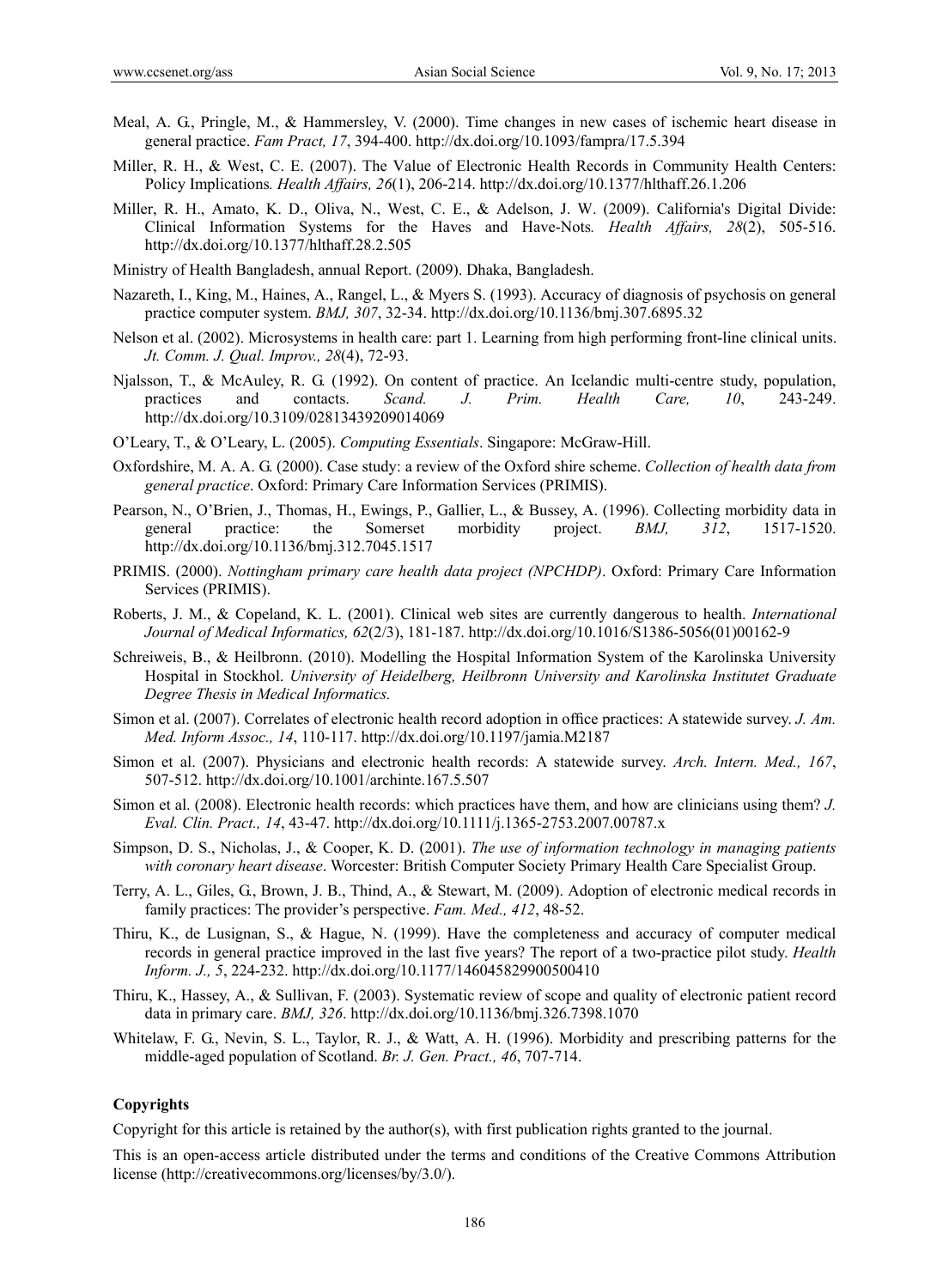Meal, A. G., Pringle, M., & Hammersley, V. (2000). Time changes in new cases of ischemic heart disease in general practice. *Fam Pract, 17*, 394-400. http://dx.doi.org/10.1093/fampra/17.5.394

Miller, R. H., & West, C. E. (2007). The Value of Electronic Health Records in Community Health Centers: Policy Implications*. Health Affairs, 26*(1), 206-214. http://dx.doi.org/10.1377/hlthaff.26.1.206

Miller, R. H., Amato, K. D., Oliva, N., West, C. E., & Adelson, J. W. (2009). California's Digital Divide: Clinical Information Systems for the Haves and Have-Nots*. Health Affairs, 28*(2), 505-516. http://dx.doi.org/10.1377/hlthaff.28.2.505

Ministry of Health Bangladesh, annual Report. (2009). Dhaka, Bangladesh.

Nazareth, I., King, M., Haines, A., Rangel, L., & Myers S. (1993). Accuracy of diagnosis of psychosis on general practice computer system. *BMJ, 307*, 32-34. http://dx.doi.org/10.1136/bmj.307.6895.32

Nelson et al. (2002). Microsystems in health care: part 1. Learning from high performing front-line clinical units. *Jt. Comm. J. Qual. Improv., 28*(4), 72-93.

Njalsson, T., & McAuley, R. G. (1992). On content of practice. An Icelandic multi-centre study, population, practices and contacts. *Scand. J. Prim. Health Care, 10*, 243-249. http://dx.doi.org/10.3109/02813439209014069

O'Leary, T., & O'Leary, L. (2005). *Computing Essentials*. Singapore: McGraw-Hill.

Oxfordshire, M. A. A. G. (2000). Case study: a review of the Oxford shire scheme. *Collection of health data from general practice*. Oxford: Primary Care Information Services (PRIMIS).

Pearson, N., O'Brien, J., Thomas, H., Ewings, P., Gallier, L., & Bussey, A. (1996). Collecting morbidity data in general practice: the Somerset morbidity project. *BMJ, 312*, 1517-1520. http://dx.doi.org/10.1136/bmj.312.7045.1517

PRIMIS. (2000). *Nottingham primary care health data project (NPCHDP)*. Oxford: Primary Care Information Services (PRIMIS).

Roberts, J. M., & Copeland, K. L. (2001). Clinical web sites are currently dangerous to health. *International Journal of Medical Informatics, 62*(2/3), 181-187. http://dx.doi.org/10.1016/S1386-5056(01)00162-9

Schreiweis, B., & Heilbronn. (2010). Modelling the Hospital Information System of the Karolinska University Hospital in Stockhol. *University of Heidelberg, Heilbronn University and Karolinska Institutet Graduate Degree Thesis in Medical Informatics.*

Simon et al. (2007). Correlates of electronic health record adoption in office practices: A statewide survey. *J. Am. Med. Inform Assoc., 14*, 110-117. http://dx.doi.org/10.1197/jamia.M2187

Simon et al. (2007). Physicians and electronic health records: A statewide survey. *Arch. Intern. Med., 167*, 507-512. http://dx.doi.org/10.1001/archinte.167.5.507

Simon et al. (2008). Electronic health records: which practices have them, and how are clinicians using them? *J. Eval. Clin. Pract., 14*, 43-47. http://dx.doi.org/10.1111/j.1365-2753.2007.00787.x

Simpson, D. S., Nicholas, J., & Cooper, K. D. (2001). *The use of information technology in managing patients with coronary heart disease*. Worcester: British Computer Society Primary Health Care Specialist Group.

Terry, A. L., Giles, G., Brown, J. B., Thind, A., & Stewart, M. (2009). Adoption of electronic medical records in family practices: The provider's perspective. *Fam. Med., 412*, 48-52.

Thiru, K., de Lusignan, S., & Hague, N. (1999). Have the completeness and accuracy of computer medical records in general practice improved in the last five years? The report of a two-practice pilot study. *Health Inform. J., 5*, 224-232. http://dx.doi.org/10.1177/146045829900500410

Thiru, K., Hassey, A., & Sullivan, F. (2003). Systematic review of scope and quality of electronic patient record data in primary care. *BMJ, 326*. http://dx.doi.org/10.1136/bmj.326.7398.1070

Whitelaw, F. G., Nevin, S. L., Taylor, R. J., & Watt, A. H. (1996). Morbidity and prescribing patterns for the middle-aged population of Scotland. *Br. J. Gen. Pract., 46*, 707-714.

**Copyrights**

Copyright for this article is retained by the author(s), with first publication rights granted to the journal.

This is an open-access article distributed under the terms and conditions of the Creative Commons Attribution license (http://creativecommons.org/licenses/by/3.0/).